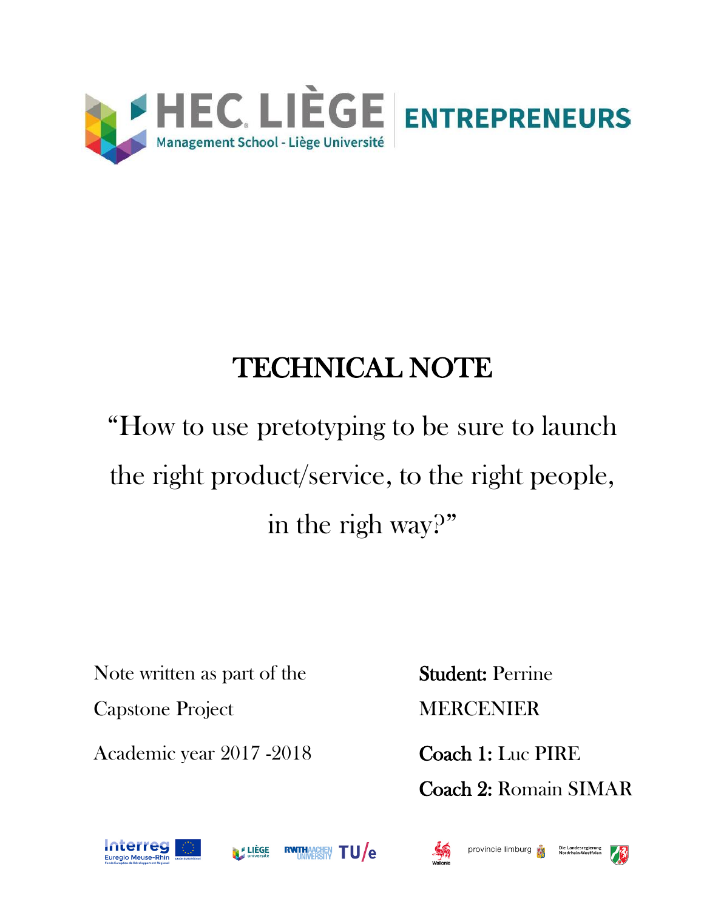HEC LIÈGE | ENTREPRENEURS

Management School - Liège Université

# TECHNICAL NOTE

## "How to use pretotyping to be sure to launch the right product/service, to the right people, in the righ way?"

Note written as part of the Capstone Project

Academic year 2017 -2018

**Student:** Perrine MERCENIER

**Coach 1:** Luc PIRE

**Coach 2:** Romain SIMAR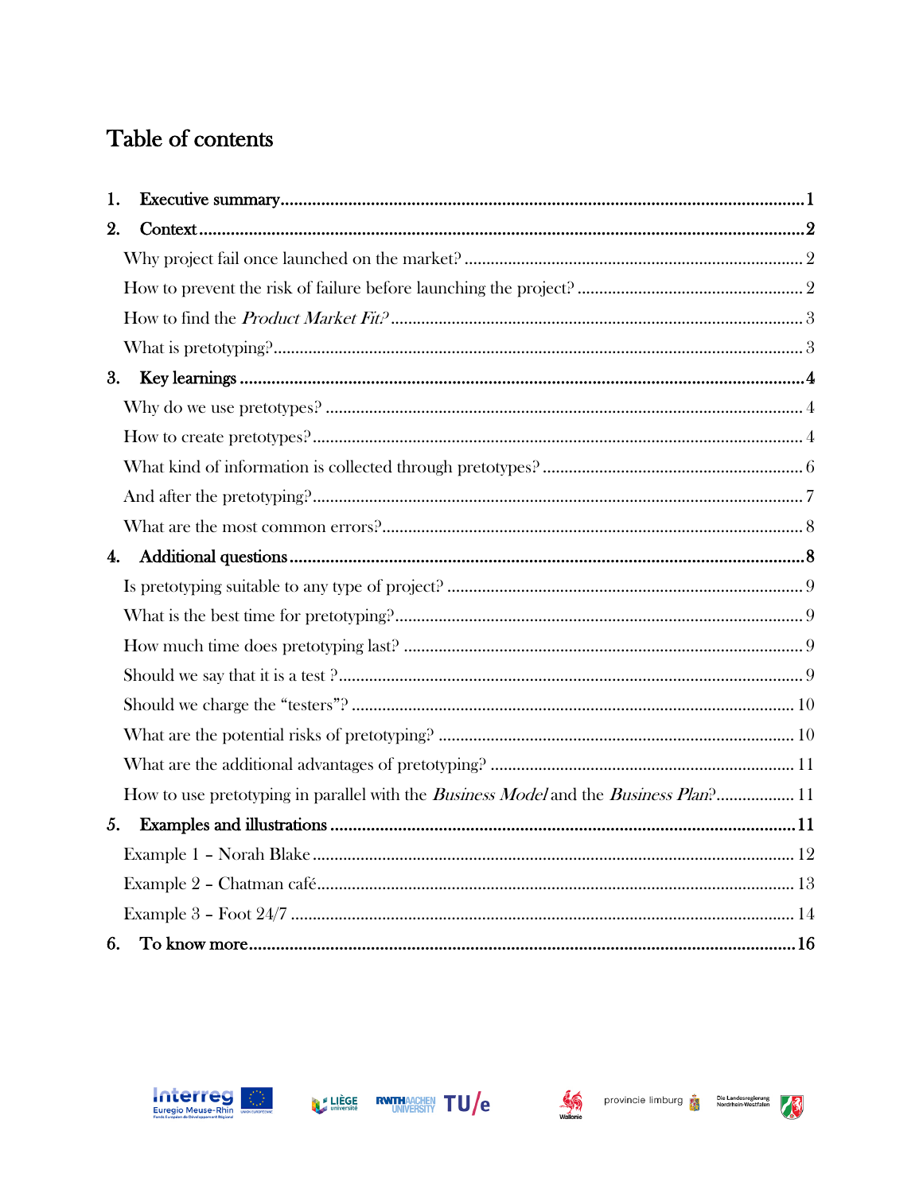# Table of contents

1. **Executive summary** .......... 1
2. **Context** .......... 2
   - Why project fail once launched on the market? .......... 2
   - How to prevent the risk of failure before launching the project? .......... 2
   - How to find the *Product Market Fit?* .......... 3
   - What is pretotyping? .......... 3
3. **Key learnings** .......... 4
   - Why do we use pretotypes? .......... 4
   - How to create pretotypes? .......... 4
   - What kind of information is collected through pretotypes? .......... 6
   - And after the pretotyping? .......... 7
   - What are the most common errors? .......... 8
4. **Additional questions** .......... 8
   - Is pretotyping suitable to any type of project? .......... 9
   - What is the best time for pretotyping? .......... 9
   - How much time does pretotyping last? .......... 9
   - Should we say that it is a test ? .......... 9
   - Should we charge the "testers"? .......... 10
   - What are the potential risks of pretotyping? .......... 10
   - What are the additional advantages of pretotyping? .......... 11
   - How to use pretotyping in parallel with the *Business Model* and the *Business Plan*? .......... 11
5. **Examples and illustrations** .......... 11
   - Example 1 – Norah Blake .......... 12
   - Example 2 – Chatman café .......... 13
   - Example 3 – Foot 24/7 .......... 14
6. **To know more** .......... 16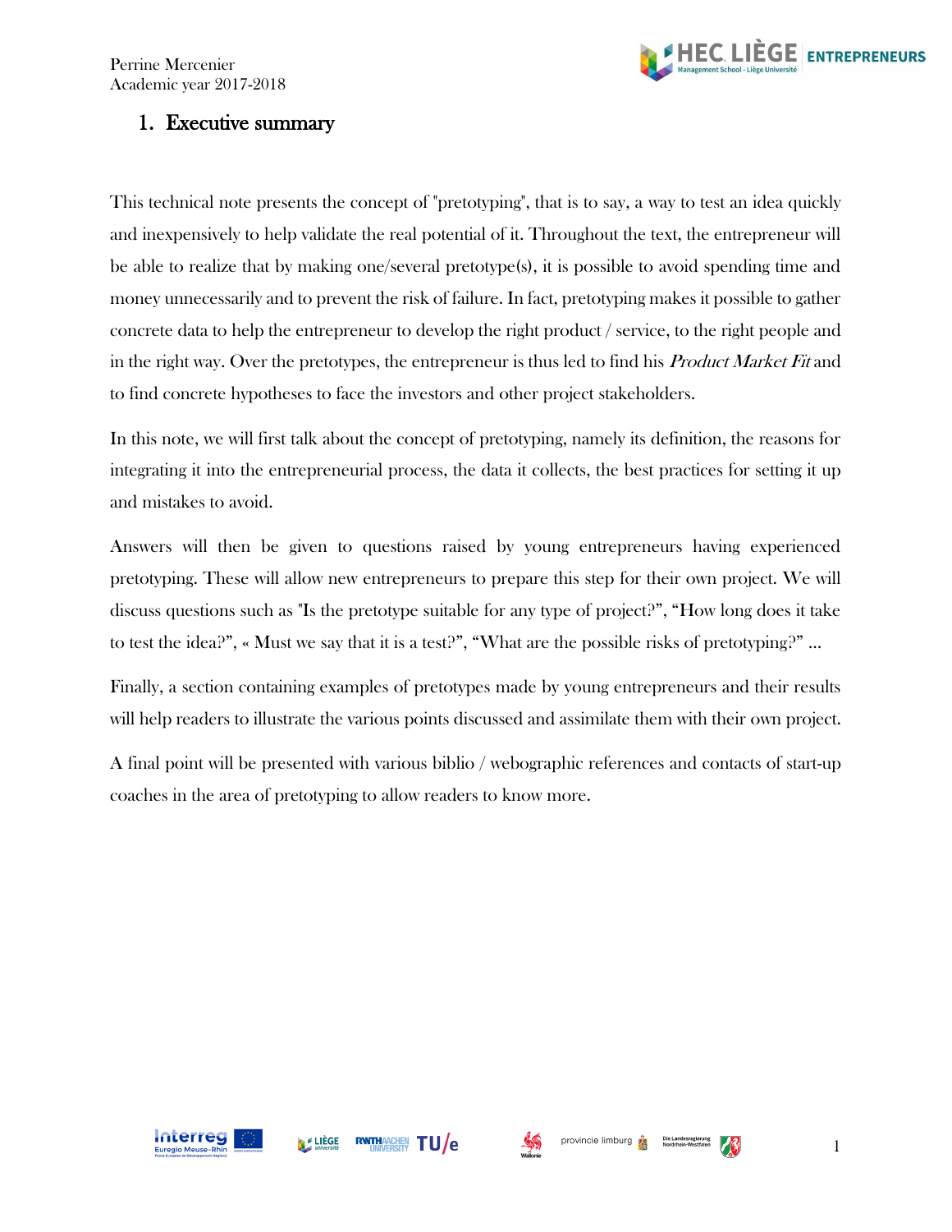## 1. Executive summary

This technical note presents the concept of "pretotyping", that is to say, a way to test an idea quickly and inexpensively to help validate the real potential of it. Throughout the text, the entrepreneur will be able to realize that by making one/several pretotype(s), it is possible to avoid spending time and money unnecessarily and to prevent the risk of failure. In fact, pretotyping makes it possible to gather concrete data to help the entrepreneur to develop the right product / service, to the right people and in the right way. Over the pretotypes, the entrepreneur is thus led to find his *Product Market Fit* and to find concrete hypotheses to face the investors and other project stakeholders.

In this note, we will first talk about the concept of pretotyping, namely its definition, the reasons for integrating it into the entrepreneurial process, the data it collects, the best practices for setting it up and mistakes to avoid.

Answers will then be given to questions raised by young entrepreneurs having experienced pretotyping. These will allow new entrepreneurs to prepare this step for their own project. We will discuss questions such as "Is the pretotype suitable for any type of project?", "How long does it take to test the idea?", « Must we say that it is a test?", "What are the possible risks of pretotyping?" ...

Finally, a section containing examples of pretotypes made by young entrepreneurs and their results will help readers to illustrate the various points discussed and assimilate them with their own project.

A final point will be presented with various biblio / webographic references and contacts of start-up coaches in the area of pretotyping to allow readers to know more.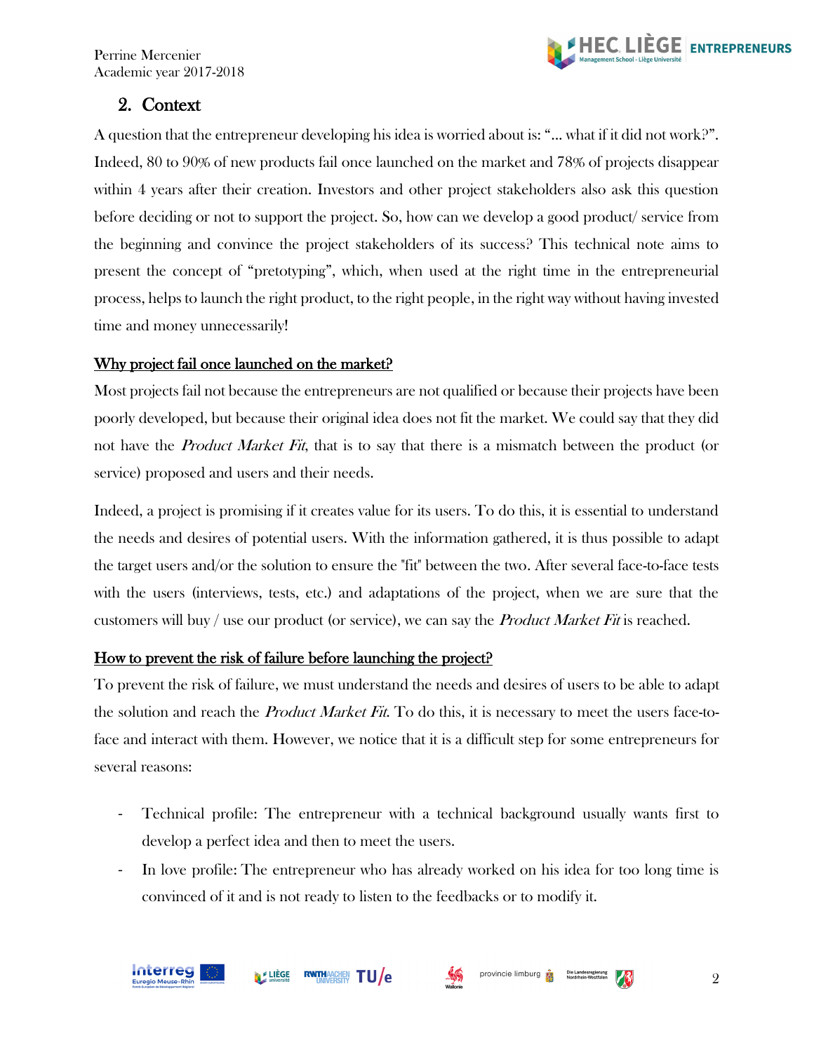## 2. Context

A question that the entrepreneur developing his idea is worried about is: "… what if it did not work?". Indeed, 80 to 90% of new products fail once launched on the market and 78% of projects disappear within 4 years after their creation. Investors and other project stakeholders also ask this question before deciding or not to support the project. So, how can we develop a good product/ service from the beginning and convince the project stakeholders of its success? This technical note aims to present the concept of "pretotyping", which, when used at the right time in the entrepreneurial process, helps to launch the right product, to the right people, in the right way without having invested time and money unnecessarily!

<u>Why project fail once launched on the market?</u>

Most projects fail not because the entrepreneurs are not qualified or because their projects have been poorly developed, but because their original idea does not fit the market. We could say that they did not have the *Product Market Fit*, that is to say that there is a mismatch between the product (or service) proposed and users and their needs.

Indeed, a project is promising if it creates value for its users. To do this, it is essential to understand the needs and desires of potential users. With the information gathered, it is thus possible to adapt the target users and/or the solution to ensure the "fit" between the two. After several face-to-face tests with the users (interviews, tests, etc.) and adaptations of the project, when we are sure that the customers will buy / use our product (or service), we can say the *Product Market Fit* is reached.

<u>How to prevent the risk of failure before launching the project?</u>

To prevent the risk of failure, we must understand the needs and desires of users to be able to adapt the solution and reach the *Product Market Fit*. To do this, it is necessary to meet the users face-to-face and interact with them. However, we notice that it is a difficult step for some entrepreneurs for several reasons:

- Technical profile: The entrepreneur with a technical background usually wants first to develop a perfect idea and then to meet the users.
- In love profile: The entrepreneur who has already worked on his idea for too long time is convinced of it and is not ready to listen to the feedbacks or to modify it.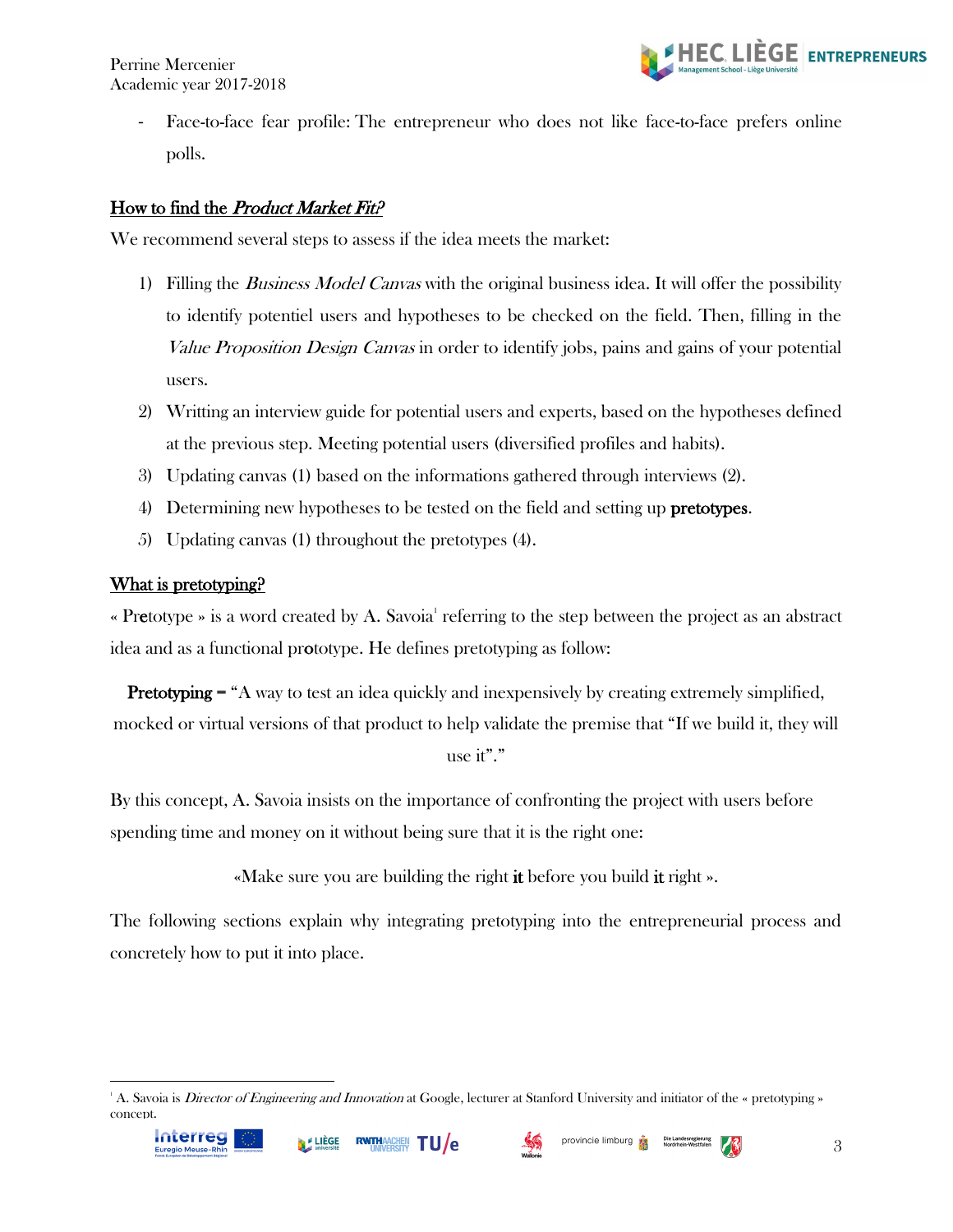- Face-to-face fear profile: The entrepreneur who does not like face-to-face prefers online polls.

## How to find the *Product Market Fit?*

We recommend several steps to assess if the idea meets the market:

1) Filling the *Business Model Canvas* with the original business idea. It will offer the possibility to identify potentiel users and hypotheses to be checked on the field. Then, filling in the *Value Proposition Design Canvas* in order to identify jobs, pains and gains of your potential users.
2) Writting an interview guide for potential users and experts, based on the hypotheses defined at the previous step. Meeting potential users (diversified profiles and habits).
3) Updating canvas (1) based on the informations gathered through interviews (2).
4) Determining new hypotheses to be tested on the field and setting up **pretotypes**.
5) Updating canvas (1) throughout the pretotypes (4).

## What is pretotyping?

« Pr**e**totype » is a word created by A. Savoia[1] referring to the step between the project as an abstract idea and as a functional pr**o**totype. He defines pretotyping as follow:

**Pretotyping =** "A way to test an idea quickly and inexpensively by creating extremely simplified, mocked or virtual versions of that product to help validate the premise that "If we build it, they will use it"."

By this concept, A. Savoia insists on the importance of confronting the project with users before spending time and money on it without being sure that it is the right one:

«Make sure you are building the right **it** before you build **it** right ».

The following sections explain why integrating pretotyping into the entrepreneurial process and concretely how to put it into place.

[1] A. Savoia is *Director of Engineering and Innovation* at Google, lecturer at Stanford University and initiator of the « pretotyping » concept.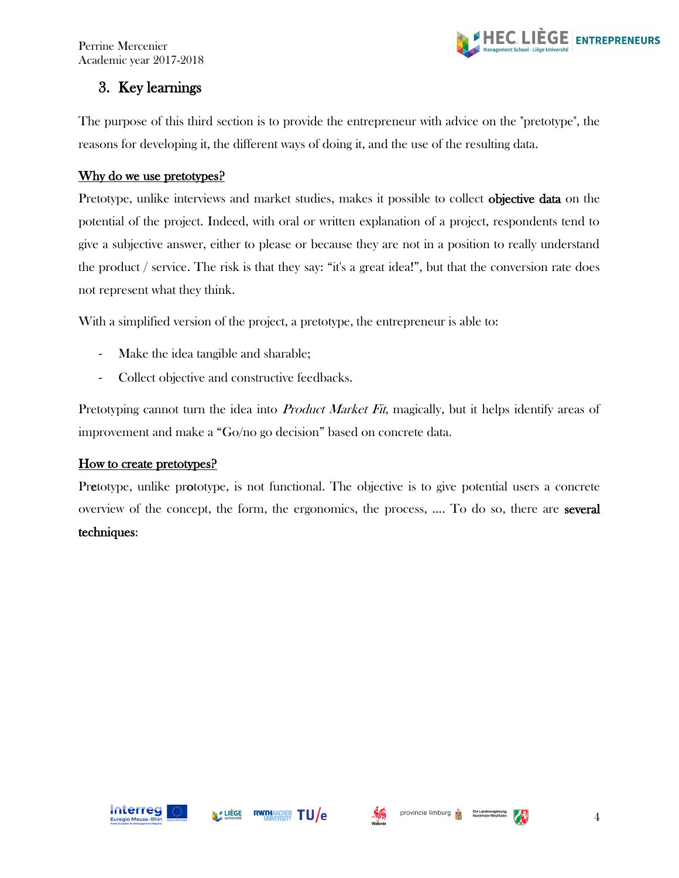## 3. Key learnings

The purpose of this third section is to provide the entrepreneur with advice on the "pretotype", the reasons for developing it, the different ways of doing it, and the use of the resulting data.

**Why do we use pretotypes?**

Pretotype, unlike interviews and market studies, makes it possible to collect **objective data** on the potential of the project. Indeed, with oral or written explanation of a project, respondents tend to give a subjective answer, either to please or because they are not in a position to really understand the product / service. The risk is that they say: "it's a great idea!", but that the conversion rate does not represent what they think.

With a simplified version of the project, a pretotype, the entrepreneur is able to:

- Make the idea tangible and sharable;
- Collect objective and constructive feedbacks.

Pretotyping cannot turn the idea into *Product Market Fit*, magically, but it helps identify areas of improvement and make a "Go/no go decision" based on concrete data.

**How to create pretotypes?**

Pr**e**totype, unlike pr**o**totype, is not functional. The objective is to give potential users a concrete overview of the concept, the form, the ergonomics, the process, .... To do so, there are **several techniques**: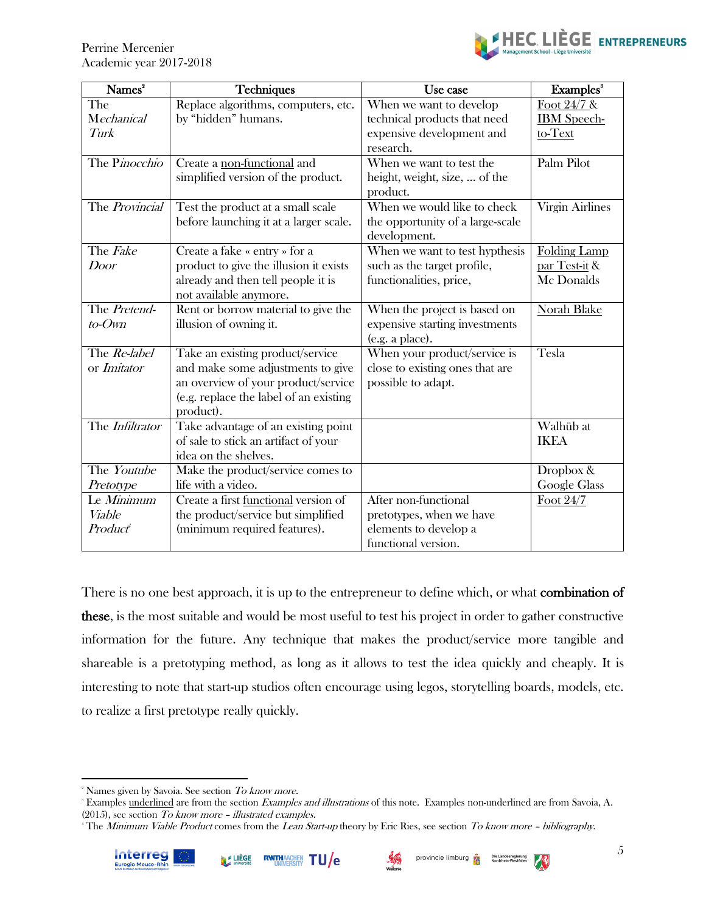| Names[2] | Techniques | Use case | Examples[3] |
|---|---|---|---|
| The Mechanical *Turk* | Replace algorithms, computers, etc. by "hidden" humans. | When we want to develop technical products that need expensive development and research. | Foot 24/7 & IBM Speech-to-Text |
| The P*inocchio* | Create a non-functional and simplified version of the product. | When we want to test the height, weight, size, … of the product. | Palm Pilot |
| The *Provincial* | Test the product at a small scale before launching it at a larger scale. | When we would like to check the opportunity of a large-scale development. | Virgin Airlines |
| The *Fake Door* | Create a fake « entry » for a product to give the illusion it exists already and then tell people it is not available anymore. | When we want to test hypthesis such as the target profile, functionalities, price, | Folding Lamp par Test-it & Mc Donalds |
| The *Pretend-to-Own* | Rent or borrow material to give the illusion of owning it. | When the project is based on expensive starting investments (e.g. a place). | Norah Blake |
| The *Re-label* or *Imitator* | Take an existing product/service and make some adjustments to give an overview of your product/service (e.g. replace the label of an existing product). | When your product/service is close to existing ones that are possible to adapt. | Tesla |
| The *Infiltrator* | Take advantage of an existing point of sale to stick an artifact of your idea on the shelves. | | Walhüb at IKEA |
| The *Youtube Pretotype* | Make the product/service comes to life with a video. | | Dropbox & Google Glass |
| Le *Minimum Viable Product*[4] | Create a first functional version of the product/service but simplified (minimum required features). | After non-functional pretotypes, when we have elements to develop a functional version. | Foot 24/7 |

There is no one best approach, it is up to the entrepreneur to define which, or what **combination of these**, is the most suitable and would be most useful to test his project in order to gather constructive information for the future. Any technique that makes the product/service more tangible and shareable is a pretotyping method, as long as it allows to test the idea quickly and cheaply. It is interesting to note that start-up studios often encourage using legos, storytelling boards, models, etc. to realize a first pretotype really quickly.

---

[2] Names given by Savoia. See section *To know more.*

[3] Examples underlined are from the section *Examples and illustrations* of this note. Examples non-underlined are from Savoia, A. (2015), see section *To know more – illustrated examples.*

[4] The *Minimum Viable Product* comes from the *Lean Start-up* theory by Eric Ries, see section *To know more – bibliography.*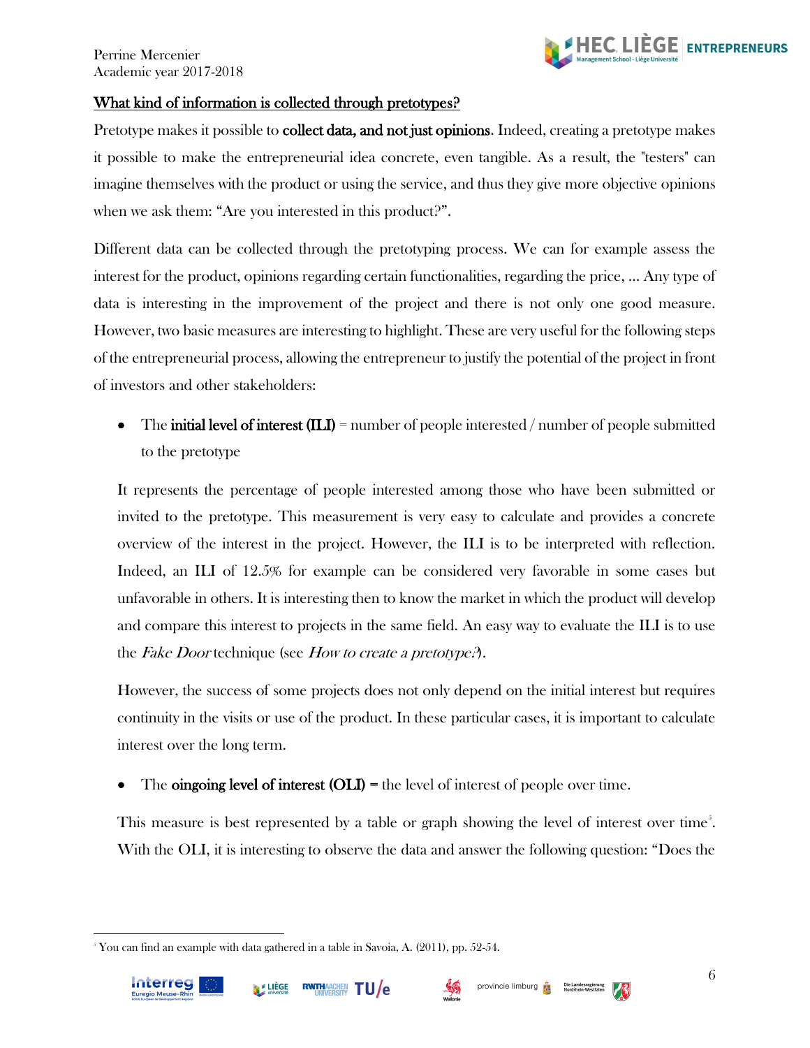<u>What kind of information is collected through pretotypes?</u>

Pretotype makes it possible to **collect data, and not just opinions**. Indeed, creating a pretotype makes it possible to make the entrepreneurial idea concrete, even tangible. As a result, the "testers" can imagine themselves with the product or using the service, and thus they give more objective opinions when we ask them: “Are you interested in this product?”.

Different data can be collected through the pretotyping process. We can for example assess the interest for the product, opinions regarding certain functionalities, regarding the price, ... Any type of data is interesting in the improvement of the project and there is not only one good measure. However, two basic measures are interesting to highlight. These are very useful for the following steps of the entrepreneurial process, allowing the entrepreneur to justify the potential of the project in front of investors and other stakeholders:

- The **initial level of interest (ILI)** = number of people interested / number of people submitted to the pretotype

It represents the percentage of people interested among those who have been submitted or invited to the pretotype. This measurement is very easy to calculate and provides a concrete overview of the interest in the project. However, the ILI is to be interpreted with reflection. Indeed, an ILI of 12.5% for example can be considered very favorable in some cases but unfavorable in others. It is interesting then to know the market in which the product will develop and compare this interest to projects in the same field. An easy way to evaluate the ILI is to use the *Fake Door* technique (see *How to create a pretotype?*).

However, the success of some projects does not only depend on the initial interest but requires continuity in the visits or use of the product. In these particular cases, it is important to calculate interest over the long term.

- The **oingoing level of interest (OLI)** = the level of interest of people over time.

This measure is best represented by a table or graph showing the level of interest over time[5]. With the OLI, it is interesting to observe the data and answer the following question: “Does the

[5] You can find an example with data gathered in a table in Savoia, A. (2011), pp. 52-54.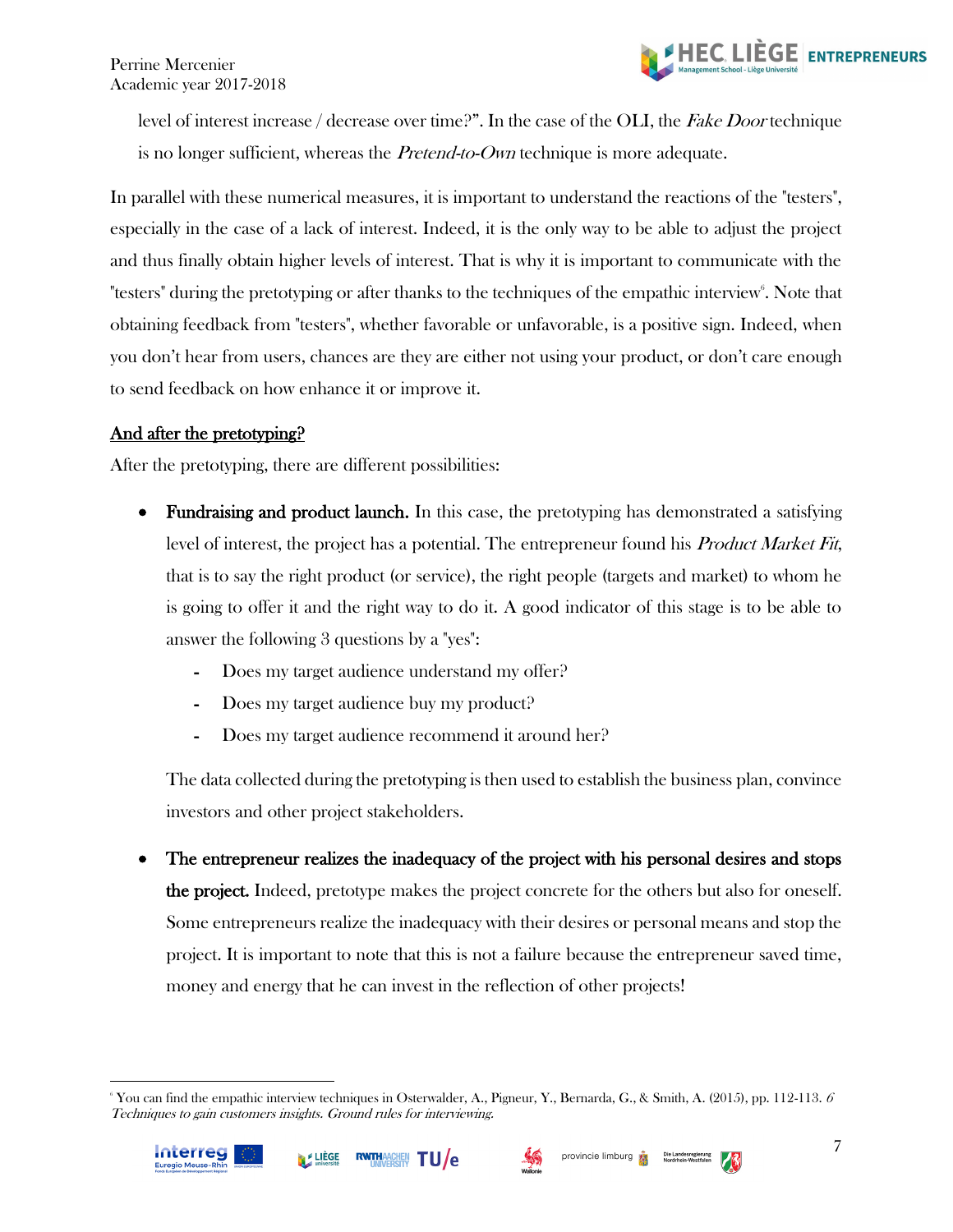level of interest increase / decrease over time?". In the case of the OLI, the *Fake Door* technique is no longer sufficient, whereas the *Pretend-to-Own* technique is more adequate.

In parallel with these numerical measures, it is important to understand the reactions of the "testers", especially in the case of a lack of interest. Indeed, it is the only way to be able to adjust the project and thus finally obtain higher levels of interest. That is why it is important to communicate with the "testers" during the pretotyping or after thanks to the techniques of the empathic interview[6]. Note that obtaining feedback from "testers", whether favorable or unfavorable, is a positive sign. Indeed, when you don't hear from users, chances are they are either not using your product, or don't care enough to send feedback on how enhance it or improve it.

<u>**And after the pretotyping?**</u>

After the pretotyping, there are different possibilities:

- **Fundraising and product launch.** In this case, the pretotyping has demonstrated a satisfying level of interest, the project has a potential. The entrepreneur found his *Product Market Fit*, that is to say the right product (or service), the right people (targets and market) to whom he is going to offer it and the right way to do it. A good indicator of this stage is to be able to answer the following 3 questions by a "yes":
  - Does my target audience understand my offer?
  - Does my target audience buy my product?
  - Does my target audience recommend it around her?

  The data collected during the pretotyping is then used to establish the business plan, convince investors and other project stakeholders.

- **The entrepreneur realizes the inadequacy of the project with his personal desires and stops the project.** Indeed, pretotype makes the project concrete for the others but also for oneself. Some entrepreneurs realize the inadequacy with their desires or personal means and stop the project. It is important to note that this is not a failure because the entrepreneur saved time, money and energy that he can invest in the reflection of other projects!

---

[6] You can find the empathic interview techniques in Osterwalder, A., Pigneur, Y., Bernarda, G., & Smith, A. (2015), pp. 112-113. *6 Techniques to gain customers insights. Ground rules for interviewing.*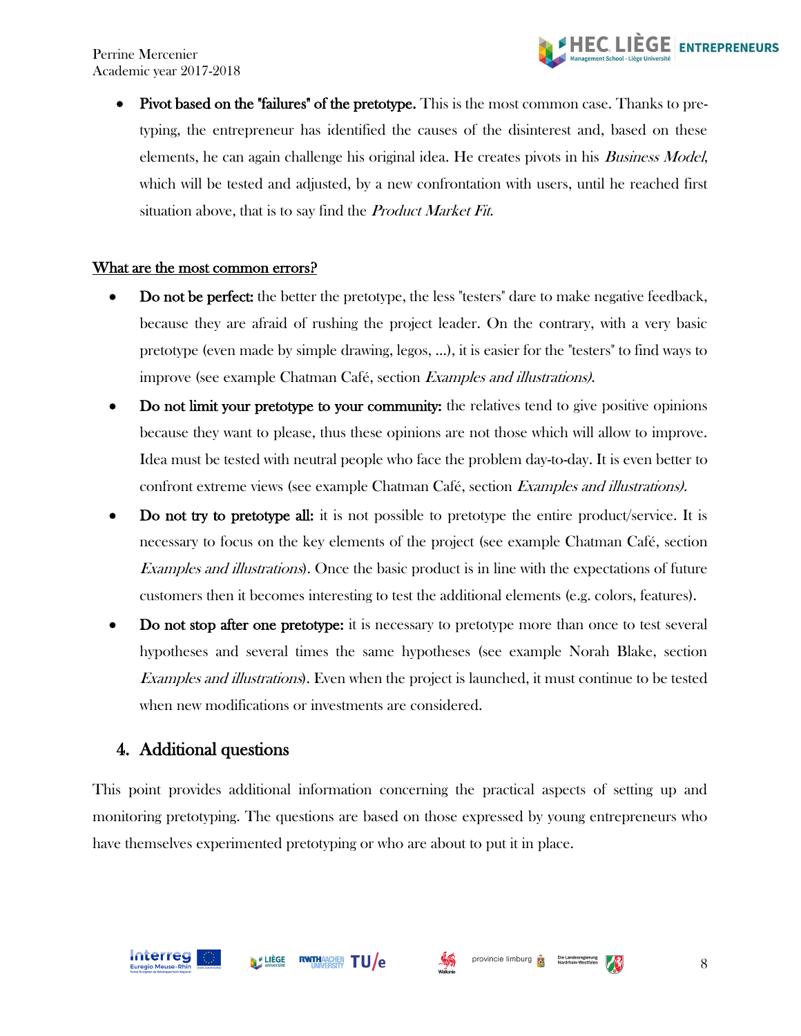- **Pivot based on the "failures" of the pretotype.** This is the most common case. Thanks to pretyping, the entrepreneur has identified the causes of the disinterest and, based on these elements, he can again challenge his original idea. He creates pivots in his *Business Model*, which will be tested and adjusted, by a new confrontation with users, until he reached first situation above, that is to say find the *Product Market Fit*.

<u>What are the most common errors?</u>

- **Do not be perfect:** the better the pretotype, the less "testers" dare to make negative feedback, because they are afraid of rushing the project leader. On the contrary, with a very basic pretotype (even made by simple drawing, legos, ...), it is easier for the "testers" to find ways to improve (see example Chatman Café, section *Examples and illustrations)*.
- **Do not limit your pretotype to your community:** the relatives tend to give positive opinions because they want to please, thus these opinions are not those which will allow to improve. Idea must be tested with neutral people who face the problem day-to-day. It is even better to confront extreme views (see example Chatman Café, section *Examples and illustrations).*
- **Do not try to pretotype all:** it is not possible to pretotype the entire product/service. It is necessary to focus on the key elements of the project (see example Chatman Café, section *Examples and illustrations*). Once the basic product is in line with the expectations of future customers then it becomes interesting to test the additional elements (e.g. colors, features).
- **Do not stop after one pretotype:** it is necessary to pretotype more than once to test several hypotheses and several times the same hypotheses (see example Norah Blake, section *Examples and illustrations*). Even when the project is launched, it must continue to be tested when new modifications or investments are considered.

## 4. Additional questions

This point provides additional information concerning the practical aspects of setting up and monitoring pretotyping. The questions are based on those expressed by young entrepreneurs who have themselves experimented pretotyping or who are about to put it in place.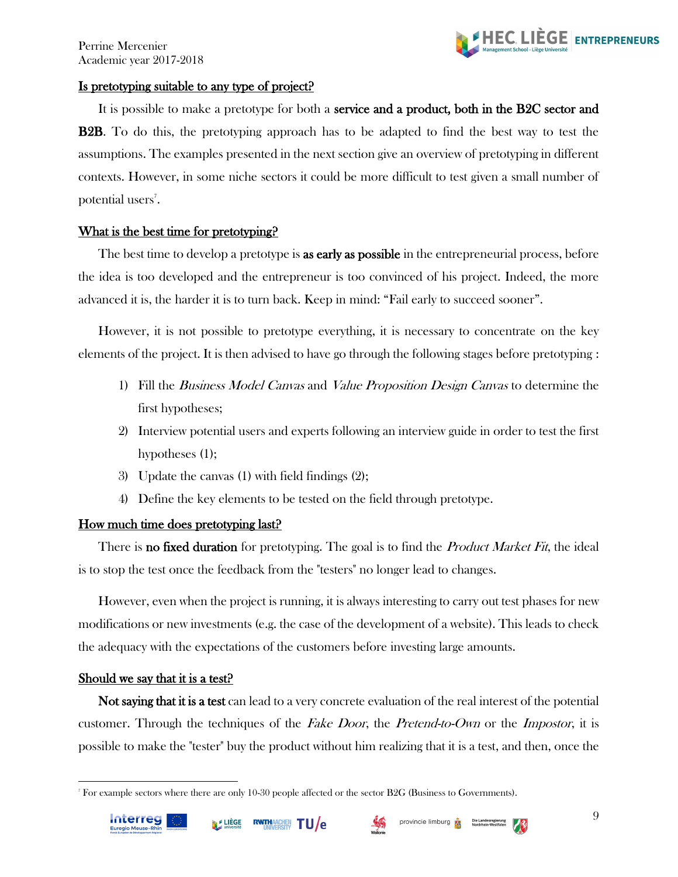### Is pretotyping suitable to any type of project?

It is possible to make a pretotype for both a **service and a product, both in the B2C sector and B2B**. To do this, the pretotyping approach has to be adapted to find the best way to test the assumptions. The examples presented in the next section give an overview of pretotyping in different contexts. However, in some niche sectors it could be more difficult to test given a small number of potential users[7].

### What is the best time for pretotyping?

The best time to develop a pretotype is **as early as possible** in the entrepreneurial process, before the idea is too developed and the entrepreneur is too convinced of his project. Indeed, the more advanced it is, the harder it is to turn back. Keep in mind: "Fail early to succeed sooner".

However, it is not possible to pretotype everything, it is necessary to concentrate on the key elements of the project. It is then advised to have go through the following stages before pretotyping :

1) Fill the *Business Model Canvas* and *Value Proposition Design Canvas* to determine the first hypotheses;
2) Interview potential users and experts following an interview guide in order to test the first hypotheses (1);
3) Update the canvas (1) with field findings (2);
4) Define the key elements to be tested on the field through pretotype.

### How much time does pretotyping last?

There is **no fixed duration** for pretotyping. The goal is to find the *Product Market Fit*, the ideal is to stop the test once the feedback from the "testers" no longer lead to changes.

However, even when the project is running, it is always interesting to carry out test phases for new modifications or new investments (e.g. the case of the development of a website). This leads to check the adequacy with the expectations of the customers before investing large amounts.

### Should we say that it is a test?

**Not saying that it is a test** can lead to a very concrete evaluation of the real interest of the potential customer. Through the techniques of the *Fake Door*, the *Pretend-to-Own* or the *Impostor*, it is possible to make the "tester" buy the product without him realizing that it is a test, and then, once the

[7] For example sectors where there are only 10-30 people affected or the sector B2G (Business to Governments).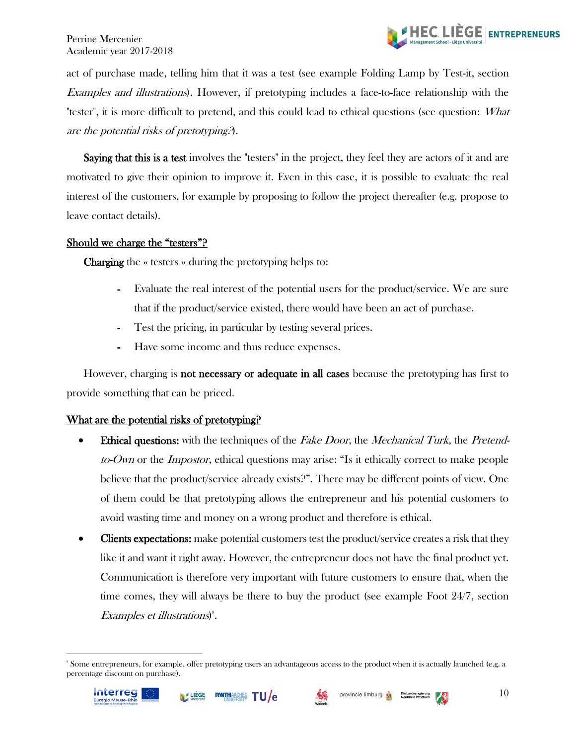act of purchase made, telling him that it was a test (see example Folding Lamp by Test-it, section *Examples and illustrations*). However, if pretotyping includes a face-to-face relationship with the "tester", it is more difficult to pretend, and this could lead to ethical questions (see question: *What are the potential risks of pretotyping?*).

**Saying that this is a test** involves the "testers" in the project, they feel they are actors of it and are motivated to give their opinion to improve it. Even in this case, it is possible to evaluate the real interest of the customers, for example by proposing to follow the project thereafter (e.g. propose to leave contact details).

## Should we charge the "testers"?

**Charging** the « testers » during the pretotyping helps to:

- Evaluate the real interest of the potential users for the product/service. We are sure that if the product/service existed, there would have been an act of purchase.
- Test the pricing, in particular by testing several prices.
- Have some income and thus reduce expenses.

However, charging is **not necessary or adequate in all cases** because the pretotyping has first to provide something that can be priced.

## What are the potential risks of pretotyping?

- **Ethical questions:** with the techniques of the *Fake Door*, the *Mechanical Turk*, the *Pretend-to-Own* or the *Impostor*, ethical questions may arise: "Is it ethically correct to make people believe that the product/service already exists?". There may be different points of view. One of them could be that pretotyping allows the entrepreneur and his potential customers to avoid wasting time and money on a wrong product and therefore is ethical.
- **Clients expectations:** make potential customers test the product/service creates a risk that they like it and want it right away. However, the entrepreneur does not have the final product yet. Communication is therefore very important with future customers to ensure that, when the time comes, they will always be there to buy the product (see example Foot 24/7, section *Examples et illustrations*)[8].

---

[8] Some entrepreneurs, for example, offer pretotyping users an advantageous access to the product when it is actually launched (e.g. a percentage discount on purchase).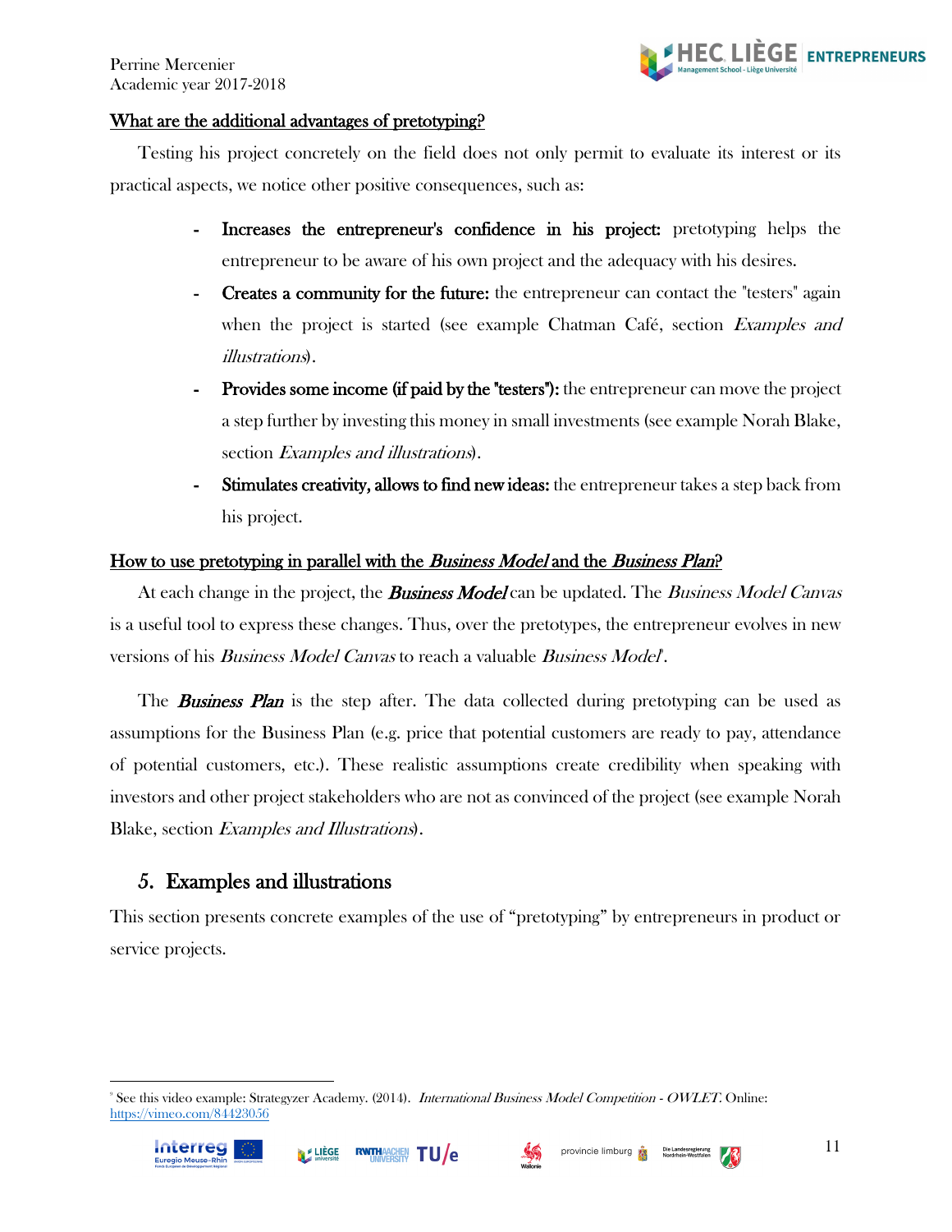**What are the additional advantages of pretotyping?**

Testing his project concretely on the field does not only permit to evaluate its interest or its practical aspects, we notice other positive consequences, such as:

- **Increases the entrepreneur's confidence in his project:** pretotyping helps the entrepreneur to be aware of his own project and the adequacy with his desires.
- **Creates a community for the future:** the entrepreneur can contact the "testers" again when the project is started (see example Chatman Café, section *Examples and illustrations*).
- **Provides some income (if paid by the "testers"):** the entrepreneur can move the project a step further by investing this money in small investments (see example Norah Blake, section *Examples and illustrations*).
- **Stimulates creativity, allows to find new ideas:** the entrepreneur takes a step back from his project.

**How to use pretotyping in parallel with the *Business Model* and the *Business Plan*?**

At each change in the project, the ***Business Model*** can be updated. The *Business Model Canvas* is a useful tool to express these changes. Thus, over the pretotypes, the entrepreneur evolves in new versions of his *Business Model Canvas* to reach a valuable *Business Model*[9].

The ***Business Plan*** is the step after. The data collected during pretotyping can be used as assumptions for the Business Plan (e.g. price that potential customers are ready to pay, attendance of potential customers, etc.). These realistic assumptions create credibility when speaking with investors and other project stakeholders who are not as convinced of the project (see example Norah Blake, section *Examples and Illustrations*).

## 5. Examples and illustrations

This section presents concrete examples of the use of "pretotyping" by entrepreneurs in product or service projects.

[9] See this video example: Strategyzer Academy. (2014). *International Business Model Competition - OWLET*. Online: https://vimeo.com/84423056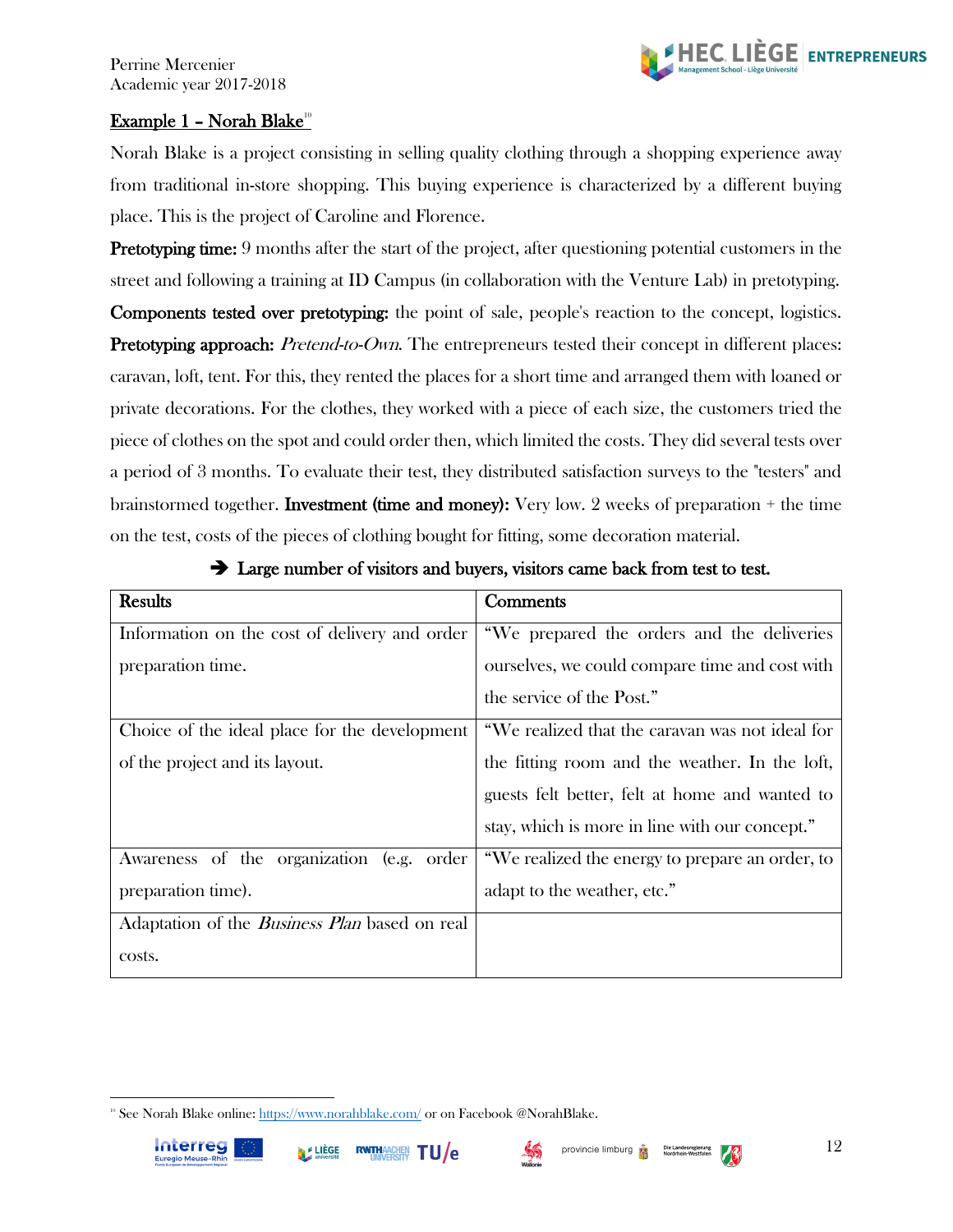**Example 1 – Norah Blake**[10]

Norah Blake is a project consisting in selling quality clothing through a shopping experience away from traditional in-store shopping. This buying experience is characterized by a different buying place. This is the project of Caroline and Florence.

**Pretotyping time:** 9 months after the start of the project, after questioning potential customers in the street and following a training at ID Campus (in collaboration with the Venture Lab) in pretotyping. **Components tested over pretotyping:** the point of sale, people's reaction to the concept, logistics. **Pretotyping approach:** *Pretend-to-Own*. The entrepreneurs tested their concept in different places: caravan, loft, tent. For this, they rented the places for a short time and arranged them with loaned or private decorations. For the clothes, they worked with a piece of each size, the customers tried the piece of clothes on the spot and could order then, which limited the costs. They did several tests over a period of 3 months. To evaluate their test, they distributed satisfaction surveys to the "testers" and brainstormed together. **Investment (time and money):** Very low. 2 weeks of preparation + the time on the test, costs of the pieces of clothing bought for fitting, some decoration material.

➔ **Large number of visitors and buyers, visitors came back from test to test.**

| Results | Comments |
| --- | --- |
| Information on the cost of delivery and order preparation time. | "We prepared the orders and the deliveries ourselves, we could compare time and cost with the service of the Post." |
| Choice of the ideal place for the development of the project and its layout. | "We realized that the caravan was not ideal for the fitting room and the weather. In the loft, guests felt better, felt at home and wanted to stay, which is more in line with our concept." |
| Awareness of the organization (e.g. order preparation time). | "We realized the energy to prepare an order, to adapt to the weather, etc." |
| Adaptation of the *Business Plan* based on real costs. | |

[10] See Norah Blake online: https://www.norahblake.com/ or on Facebook @NorahBlake.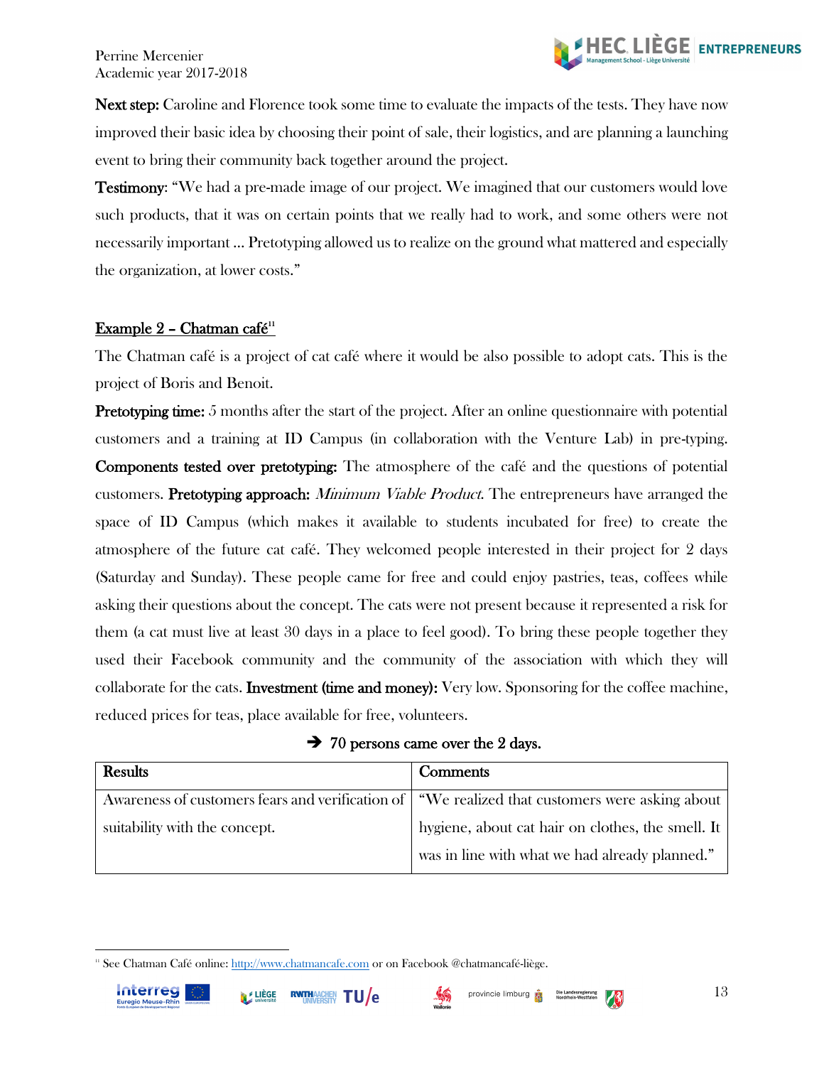**Next step:** Caroline and Florence took some time to evaluate the impacts of the tests. They have now improved their basic idea by choosing their point of sale, their logistics, and are planning a launching event to bring their community back together around the project.

**Testimony**: "We had a pre-made image of our project. We imagined that our customers would love such products, that it was on certain points that we really had to work, and some others were not necessarily important … Pretotyping allowed us to realize on the ground what mattered and especially the organization, at lower costs."

## Example 2 – Chatman café[11]

The Chatman café is a project of cat café where it would be also possible to adopt cats. This is the project of Boris and Benoit.

**Pretotyping time:** 5 months after the start of the project. After an online questionnaire with potential customers and a training at ID Campus (in collaboration with the Venture Lab) in pre-typing. **Components tested over pretotyping:** The atmosphere of the café and the questions of potential customers. **Pretotyping approach:** *Minimum Viable Product*. The entrepreneurs have arranged the space of ID Campus (which makes it available to students incubated for free) to create the atmosphere of the future cat café. They welcomed people interested in their project for 2 days (Saturday and Sunday). These people came for free and could enjoy pastries, teas, coffees while asking their questions about the concept. The cats were not present because it represented a risk for them (a cat must live at least 30 days in a place to feel good). To bring these people together they used their Facebook community and the community of the association with which they will collaborate for the cats. **Investment (time and money):** Very low. Sponsoring for the coffee machine, reduced prices for teas, place available for free, volunteers.

**➔ 70 persons came over the 2 days.**

| Results | Comments |
| --- | --- |
| Awareness of customers fears and verification of suitability with the concept. | "We realized that customers were asking about hygiene, about cat hair on clothes, the smell. It was in line with what we had already planned." |

[11] See Chatman Café online: http://www.chatmancafe.com or on Facebook @chatmancafé-liège.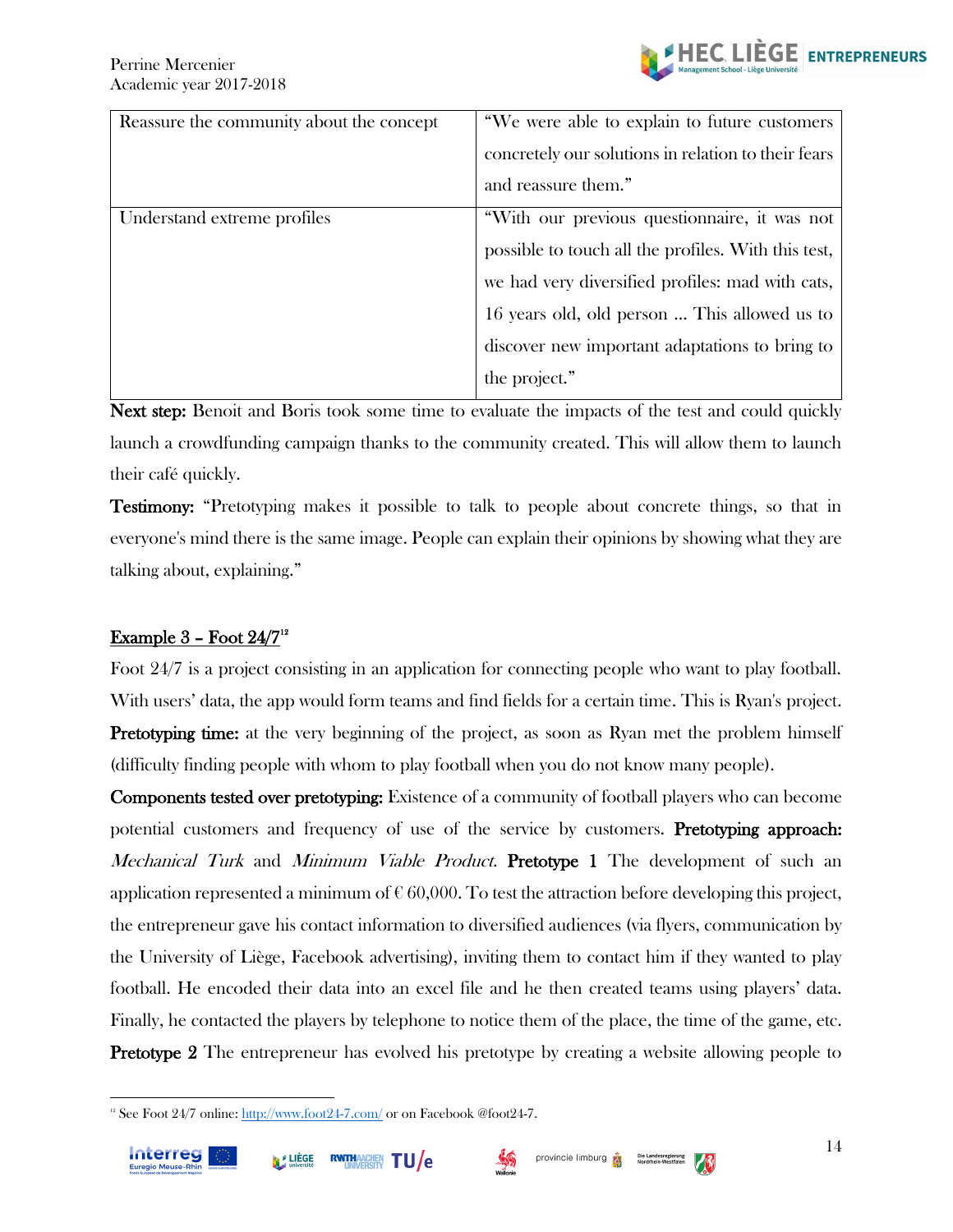| Reassure the community about the concept | "We were able to explain to future customers concretely our solutions in relation to their fears and reassure them." |
|---|---|
| Understand extreme profiles | "With our previous questionnaire, it was not possible to touch all the profiles. With this test, we had very diversified profiles: mad with cats, 16 years old, old person ... This allowed us to discover new important adaptations to bring to the project." |

**Next step:** Benoit and Boris took some time to evaluate the impacts of the test and could quickly launch a crowdfunding campaign thanks to the community created. This will allow them to launch their café quickly.

**Testimony:** "Pretotyping makes it possible to talk to people about concrete things, so that in everyone's mind there is the same image. People can explain their opinions by showing what they are talking about, explaining."

**Example 3 – Foot 24/7**[12]

Foot 24/7 is a project consisting in an application for connecting people who want to play football. With users' data, the app would form teams and find fields for a certain time. This is Ryan's project.

**Pretotyping time:** at the very beginning of the project, as soon as Ryan met the problem himself (difficulty finding people with whom to play football when you do not know many people).

**Components tested over pretotyping:** Existence of a community of football players who can become potential customers and frequency of use of the service by customers. **Pretotyping approach:** *Mechanical Turk* and *Minimum Viable Product*. **Pretotype 1** The development of such an application represented a minimum of € 60,000. To test the attraction before developing this project, the entrepreneur gave his contact information to diversified audiences (via flyers, communication by the University of Liège, Facebook advertising), inviting them to contact him if they wanted to play football. He encoded their data into an excel file and he then created teams using players' data. Finally, he contacted the players by telephone to notice them of the place, the time of the game, etc. **Pretotype 2** The entrepreneur has evolved his pretotype by creating a website allowing people to

[12] See Foot 24/7 online: http://www.foot24-7.com/ or on Facebook @foot24-7.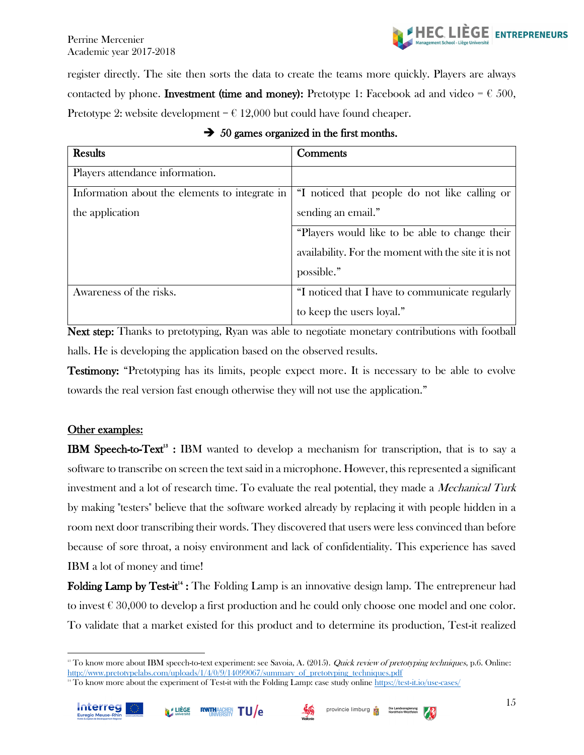register directly. The site then sorts the data to create the teams more quickly. Players are always contacted by phone. **Investment (time and money):** Pretotype 1: Facebook ad and video = € 500, Pretotype 2: website development = € 12,000 but could have found cheaper.

➔ **50 games organized in the first months.**

| **Results** | **Comments** |
|---|---|
| Players attendance information. | |
| Information about the elements to integrate in the application | "I noticed that people do not like calling or sending an email." |
| | "Players would like to be able to change their availability. For the moment with the site it is not possible." |
| Awareness of the risks. | "I noticed that I have to communicate regularly to keep the users loyal." |

**Next step:** Thanks to pretotyping, Ryan was able to negotiate monetary contributions with football halls. He is developing the application based on the observed results.

**Testimony:** "Pretotyping has its limits, people expect more. It is necessary to be able to evolve towards the real version fast enough otherwise they will not use the application."

## Other examples:

**IBM Speech-to-Text**[13] **:** IBM wanted to develop a mechanism for transcription, that is to say a software to transcribe on screen the text said in a microphone. However, this represented a significant investment and a lot of research time. To evaluate the real potential, they made a *Mechanical Turk* by making "testers" believe that the software worked already by replacing it with people hidden in a room next door transcribing their words. They discovered that users were less convinced than before because of sore throat, a noisy environment and lack of confidentiality. This experience has saved IBM a lot of money and time!

**Folding Lamp by Test-it**[14] **:** The Folding Lamp is an innovative design lamp. The entrepreneur had to invest € 30,000 to develop a first production and he could only choose one model and one color. To validate that a market existed for this product and to determine its production, Test-it realized

---

[13] To know more about IBM speech-to-text experiment: see Savoia, A. (2015). *Quick review of pretotyping techniques*, p.6. Online: http://www.pretotypelabs.com/uploads/1/4/0/9/14099067/summary_of_pretotyping_techniques.pdf

[14] To know more about the experiment of Test-it with the Folding Lamp: case study online https://test-it.io/use-cases/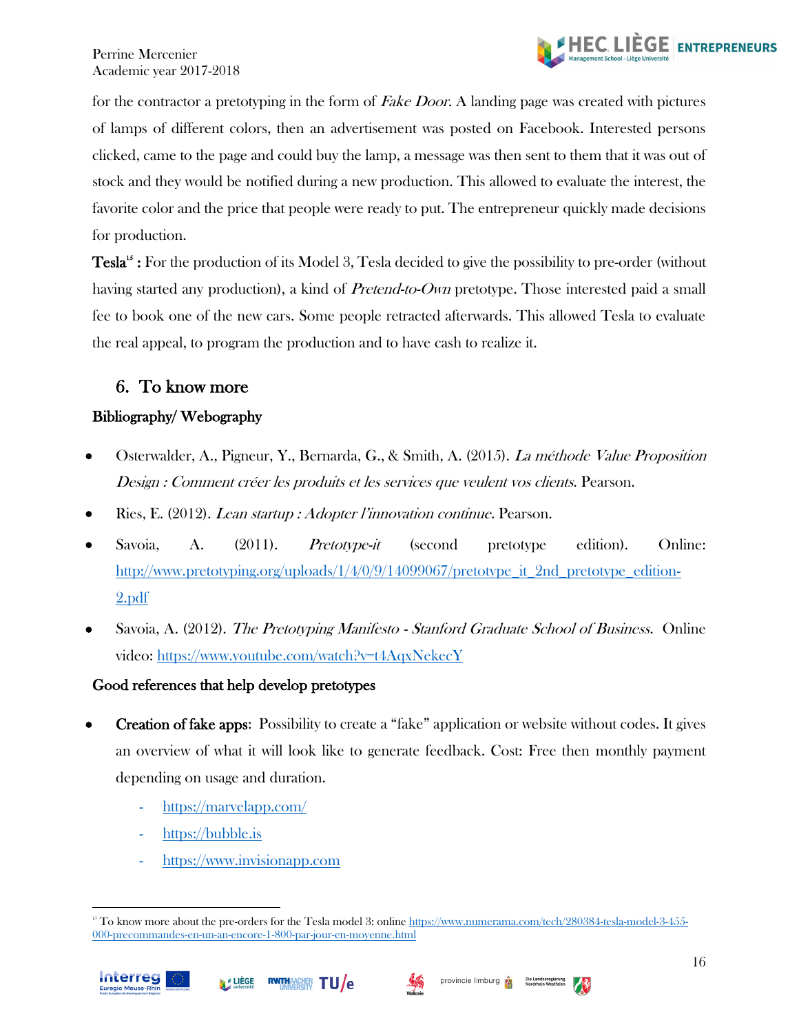for the contractor a pretotyping in the form of *Fake Door*. A landing page was created with pictures of lamps of different colors, then an advertisement was posted on Facebook. Interested persons clicked, came to the page and could buy the lamp, a message was then sent to them that it was out of stock and they would be notified during a new production. This allowed to evaluate the interest, the favorite color and the price that people were ready to put. The entrepreneur quickly made decisions for production.

**Tesla**[15] **:** For the production of its Model 3, Tesla decided to give the possibility to pre-order (without having started any production), a kind of *Pretend-to-Own* pretotype. Those interested paid a small fee to book one of the new cars. Some people retracted afterwards. This allowed Tesla to evaluate the real appeal, to program the production and to have cash to realize it.

## 6. To know more

### Bibliography/ Webography

- Osterwalder, A., Pigneur, Y., Bernarda, G., & Smith, A. (2015). *La méthode Value Proposition Design : Comment créer les produits et les services que veulent vos clients*. Pearson.
- Ries, E. (2012). *Lean startup : Adopter l'innovation continue.* Pearson.
- Savoia, A. (2011). *Pretotype-it* (second pretotype edition). Online: [http://www.pretotyping.org/uploads/1/4/0/9/14099067/pretotype_it_2nd_pretotype_edition-2.pdf](http://www.pretotyping.org/uploads/1/4/0/9/14099067/pretotype_it_2nd_pretotype_edition-2.pdf)
- Savoia, A. (2012). *The Pretotyping Manifesto - Stanford Graduate School of Business.* Online video: [https://www.youtube.com/watch?v=t4AqxNekecY](https://www.youtube.com/watch?v=t4AqxNekecY)

### Good references that help develop pretotypes

- **Creation of fake apps**: Possibility to create a "fake" application or website without codes. It gives an overview of what it will look like to generate feedback. Cost: Free then monthly payment depending on usage and duration.
  - [https://marvelapp.com/](https://marvelapp.com/)
  - [https://bubble.is](https://bubble.is)
  - [https://www.invisionapp.com](https://www.invisionapp.com)

---

[15] To know more about the pre-orders for the Tesla model 3: online [https://www.numerama.com/tech/280384-tesla-model-3-455-000-precommandes-en-un-an-encore-1-800-par-jour-en-moyenne.html](https://www.numerama.com/tech/280384-tesla-model-3-455-000-precommandes-en-un-an-encore-1-800-par-jour-en-moyenne.html)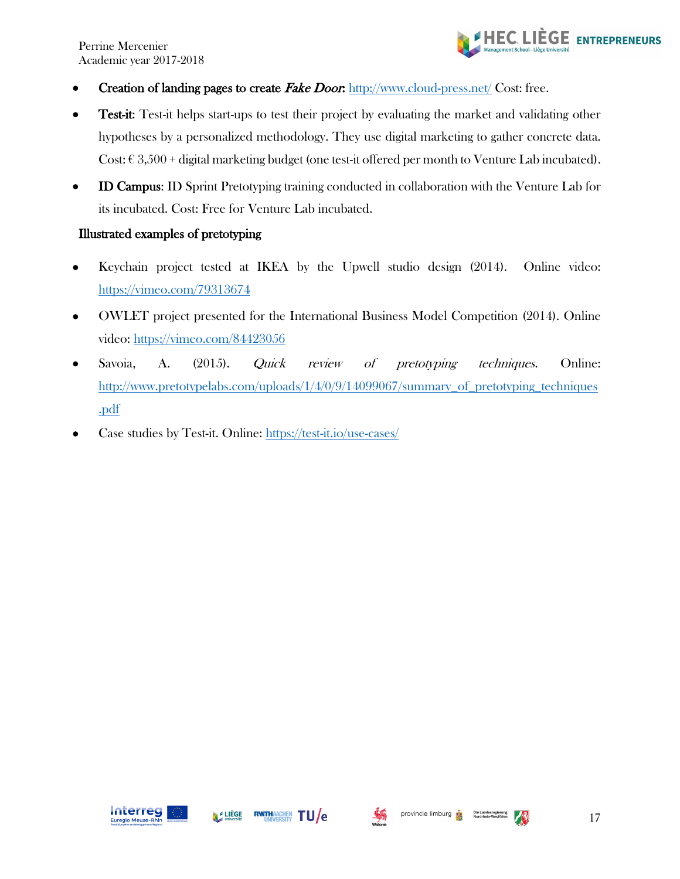- **Creation of landing pages to create *Fake Door*:** http://www.cloud-press.net/ Cost: free.
- **Test-it**: Test-it helps start-ups to test their project by evaluating the market and validating other hypotheses by a personalized methodology. They use digital marketing to gather concrete data. Cost: € 3,500 + digital marketing budget (one test-it offered per month to Venture Lab incubated).
- **ID Campus**: ID Sprint Pretotyping training conducted in collaboration with the Venture Lab for its incubated. Cost: Free for Venture Lab incubated.

**Illustrated examples of pretotyping**

- Keychain project tested at IKEA by the Upwell studio design (2014). Online video: https://vimeo.com/79313674
- OWLET project presented for the International Business Model Competition (2014). Online video: https://vimeo.com/84423056
- Savoia, A. (2015). *Quick review of pretotyping techniques*. Online: http://www.pretotypelabs.com/uploads/1/4/0/9/14099067/summary_of_pretotyping_techniques.pdf
- Case studies by Test-it. Online: https://test-it.io/use-cases/